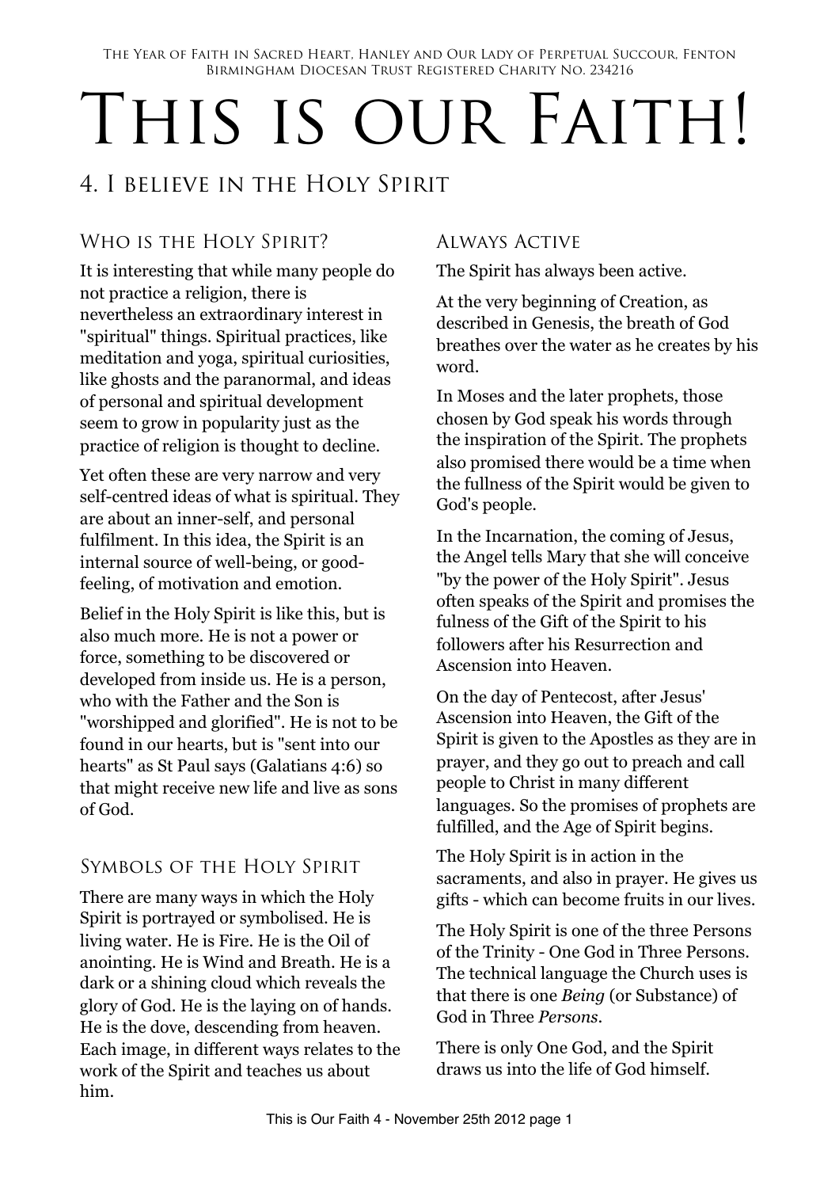The Year of Faith in Sacred Heart, Hanley and Our Lady of Perpetual Succour, Fenton
Birmingham Diocesan Trust Registered Charity No. 234216

# This is our Faith!

## 4. I believe in the Holy Spirit

### Who is the Holy Spirit?

It is interesting that while many people do not practice a religion, there is nevertheless an extraordinary interest in "spiritual" things. Spiritual practices, like meditation and yoga, spiritual curiosities, like ghosts and the paranormal, and ideas of personal and spiritual development seem to grow in popularity just as the practice of religion is thought to decline.

Yet often these are very narrow and very self-centred ideas of what is spiritual. They are about an inner-self, and personal fulfilment. In this idea, the Spirit is an internal source of well-being, or good-feeling, of motivation and emotion.

Belief in the Holy Spirit is like this, but is also much more. He is not a power or force, something to be discovered or developed from inside us. He is a person, who with the Father and the Son is "worshipped and glorified". He is not to be found in our hearts, but is "sent into our hearts" as St Paul says (Galatians 4:6) so that might receive new life and live as sons of God.

### Symbols of the Holy Spirit

There are many ways in which the Holy Spirit is portrayed or symbolised. He is living water. He is Fire. He is the Oil of anointing. He is Wind and Breath. He is a dark or a shining cloud which reveals the glory of God. He is the laying on of hands. He is the dove, descending from heaven. Each image, in different ways relates to the work of the Spirit and teaches us about him.

### Always Active

The Spirit has always been active.

At the very beginning of Creation, as described in Genesis, the breath of God breathes over the water as he creates by his word.

In Moses and the later prophets, those chosen by God speak his words through the inspiration of the Spirit. The prophets also promised there would be a time when the fullness of the Spirit would be given to God's people.

In the Incarnation, the coming of Jesus, the Angel tells Mary that she will conceive "by the power of the Holy Spirit". Jesus often speaks of the Spirit and promises the fulness of the Gift of the Spirit to his followers after his Resurrection and Ascension into Heaven.

On the day of Pentecost, after Jesus' Ascension into Heaven, the Gift of the Spirit is given to the Apostles as they are in prayer, and they go out to preach and call people to Christ in many different languages. So the promises of prophets are fulfilled, and the Age of Spirit begins.

The Holy Spirit is in action in the sacraments, and also in prayer. He gives us gifts - which can become fruits in our lives.

The Holy Spirit is one of the three Persons of the Trinity - One God in Three Persons. The technical language the Church uses is that there is one *Being* (or Substance) of God in Three *Persons*.

There is only One God, and the Spirit draws us into the life of God himself.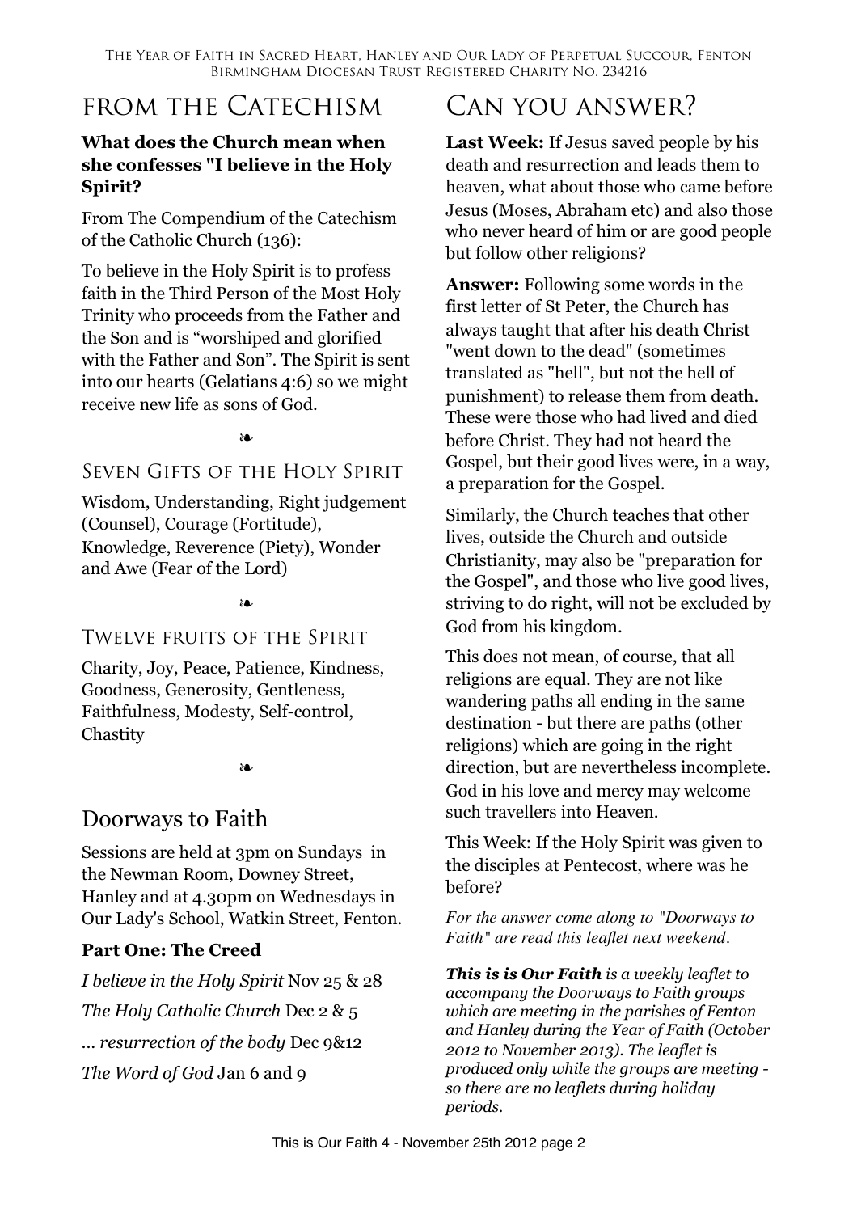# from the Catechism

**What does the Church mean when she confesses "I believe in the Holy Spirit?**

From The Compendium of the Catechism of the Catholic Church (136):

To believe in the Holy Spirit is to profess faith in the Third Person of the Most Holy Trinity who proceeds from the Father and the Son and is "worshiped and glorified with the Father and Son". The Spirit is sent into our hearts (Gelatians 4:6) so we might receive new life as sons of God.

❧

## Seven Gifts of the Holy Spirit

Wisdom, Understanding, Right judgement (Counsel), Courage (Fortitude), Knowledge, Reverence (Piety), Wonder and Awe (Fear of the Lord)

❧

## Twelve fruits of the Spirit

Charity, Joy, Peace, Patience, Kindness, Goodness, Generosity, Gentleness, Faithfulness, Modesty, Self-control, Chastity

❧

# Doorways to Faith

Sessions are held at 3pm on Sundays in the Newman Room, Downey Street, Hanley and at 4.30pm on Wednesdays in Our Lady's School, Watkin Street, Fenton.

**Part One: The Creed**

*I believe in the Holy Spirit* Nov 25 & 28

*The Holy Catholic Church* Dec 2 & 5

*... resurrection of the body* Dec 9&12

*The Word of God* Jan 6 and 9

# Can you answer?

**Last Week:** If Jesus saved people by his death and resurrection and leads them to heaven, what about those who came before Jesus (Moses, Abraham etc) and also those who never heard of him or are good people but follow other religions?

**Answer:** Following some words in the first letter of St Peter, the Church has always taught that after his death Christ "went down to the dead" (sometimes translated as "hell", but not the hell of punishment) to release them from death. These were those who had lived and died before Christ. They had not heard the Gospel, but their good lives were, in a way, a preparation for the Gospel.

Similarly, the Church teaches that other lives, outside the Church and outside Christianity, may also be "preparation for the Gospel", and those who live good lives, striving to do right, will not be excluded by God from his kingdom.

This does not mean, of course, that all religions are equal. They are not like wandering paths all ending in the same destination - but there are paths (other religions) which are going in the right direction, but are nevertheless incomplete. God in his love and mercy may welcome such travellers into Heaven.

This Week: If the Holy Spirit was given to the disciples at Pentecost, where was he before?

*For the answer come along to "Doorways to Faith" are read this leaflet next weekend.*

***This is is Our Faith*** *is a weekly leaflet to accompany the Doorways to Faith groups which are meeting in the parishes of Fenton and Hanley during the Year of Faith (October 2012 to November 2013). The leaflet is produced only while the groups are meeting - so there are no leaflets during holiday periods.*